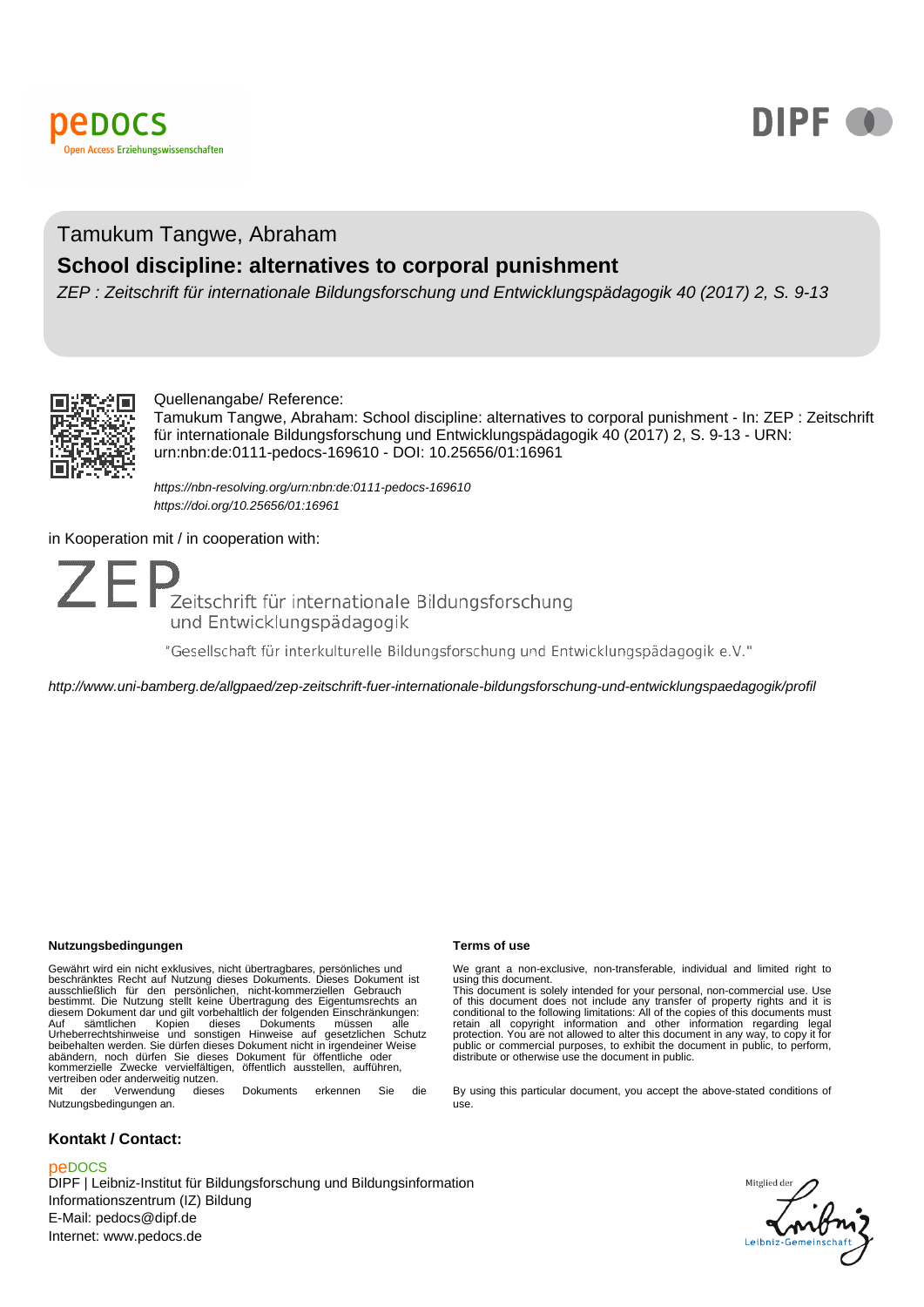peDOCS

Open Access Erziehungswissenschaften

DIPF

Tamukum Tangwe, Abraham

## School discipline: alternatives to corporal punishment

*ZEP : Zeitschrift für internationale Bildungsforschung und Entwicklungspädagogik 40 (2017) 2, S. 9-13*

Quellenangabe/ Reference:
Tamukum Tangwe, Abraham: School discipline: alternatives to corporal punishment - In: ZEP : Zeitschrift für internationale Bildungsforschung und Entwicklungspädagogik 40 (2017) 2, S. 9-13 - URN: urn:nbn:de:0111-pedocs-169610 - DOI: 10.25656/01:16961

*https://nbn-resolving.org/urn:nbn:de:0111-pedocs-169610*
*https://doi.org/10.25656/01:16961*

in Kooperation mit / in cooperation with:

ZEP Zeitschrift für internationale Bildungsforschung und Entwicklungspädagogik

"Gesellschaft für interkulturelle Bildungsforschung und Entwicklungspädagogik e.V."

*http://www.uni-bamberg.de/allgpaed/zep-zeitschrift-fuer-internationale-bildungsforschung-und-entwicklungspaedagogik/profil*

**Nutzungsbedingungen**

Gewährt wird ein nicht exklusives, nicht übertragbares, persönliches und beschränktes Recht auf Nutzung dieses Dokuments. Dieses Dokument ist ausschließlich für den persönlichen, nicht-kommerziellen Gebrauch bestimmt. Die Nutzung stellt keine Übertragung des Eigentumsrechts an diesem Dokument dar und gilt vorbehaltlich der folgenden Einschränkungen: Auf sämtlichen Kopien dieses Dokuments müssen alle Urheberrechtshinweise und sonstigen Hinweise auf gesetzlichen Schutz beibehalten werden. Sie dürfen dieses Dokument nicht in irgendeiner Weise abändern, noch dürfen Sie dieses Dokument für öffentliche oder kommerzielle Zwecke vervielfältigen, öffentlich ausstellen, aufführen, vertreiben oder anderweitig nutzen.
Mit der Verwendung dieses Dokuments erkennen Sie die Nutzungsbedingungen an.

**Terms of use**

We grant a non-exclusive, non-transferable, individual and limited right to using this document.
This document is solely intended for your personal, non-commercial use. Use of this document does not include any transfer of property rights and it is conditional to the following limitations: All of the copies of this documents must retain all copyright information and other information regarding legal protection. You are not allowed to alter this document in any way, to copy it for public or commercial purposes, to exhibit the document in public, to perform, distribute or otherwise use the document in public.

By using this particular document, you accept the above-stated conditions of use.

**Kontakt / Contact:**

peDOCS
DIPF | Leibniz-Institut für Bildungsforschung und Bildungsinformation
Informationszentrum (IZ) Bildung
E-Mail: pedocs@dipf.de
Internet: www.pedocs.de

Mitglied der Leibniz-Gemeinschaft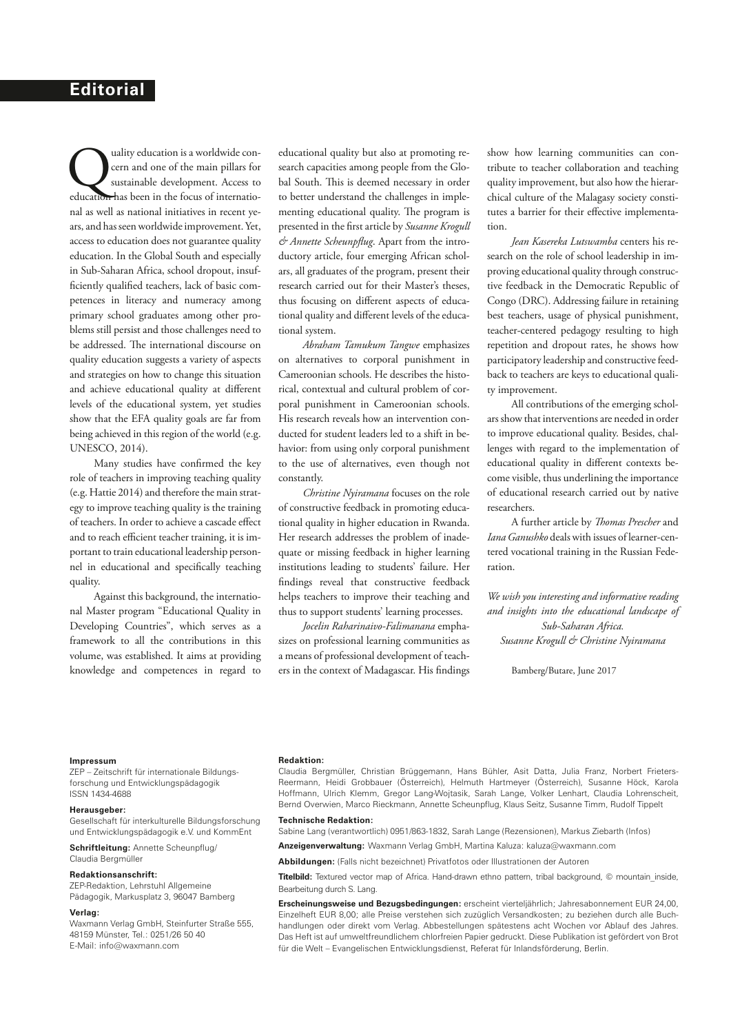# Editorial

Quality education is a worldwide concern and one of the main pillars for sustainable development. Access to education has been in the focus of international as well as national initiatives in recent years, and has seen worldwide improvement. Yet, access to education does not guarantee quality education. In the Global South and especially in Sub-Saharan Africa, school dropout, insufficiently qualified teachers, lack of basic competences in literacy and numeracy among primary school graduates among other problems still persist and those challenges need to be addressed. The international discourse on quality education suggests a variety of aspects and strategies on how to change this situation and achieve educational quality at different levels of the educational system, yet studies show that the EFA quality goals are far from being achieved in this region of the world (e.g. UNESCO, 2014).

Many studies have confirmed the key role of teachers in improving teaching quality (e.g. Hattie 2014) and therefore the main strategy to improve teaching quality is the training of teachers. In order to achieve a cascade effect and to reach efficient teacher training, it is important to train educational leadership personnel in educational and specifically teaching quality.

Against this background, the international Master program "Educational Quality in Developing Countries", which serves as a framework to all the contributions in this volume, was established. It aims at providing knowledge and competences in regard to educational quality but also at promoting research capacities among people from the Global South. This is deemed necessary in order to better understand the challenges in implementing educational quality. The program is presented in the first article by *Susanne Krogull & Annette Scheunpflug*. Apart from the introductory article, four emerging African scholars, all graduates of the program, present their research carried out for their Master's theses, thus focusing on different aspects of educational quality and different levels of the educational system.

*Abraham Tamukum Tangwe* emphasizes on alternatives to corporal punishment in Cameroonian schools. He describes the historical, contextual and cultural problem of corporal punishment in Cameroonian schools. His research reveals how an intervention conducted for student leaders led to a shift in behavior: from using only corporal punishment to the use of alternatives, even though not constantly.

*Christine Nyiramana* focuses on the role of constructive feedback in promoting educational quality in higher education in Rwanda. Her research addresses the problem of inadequate or missing feedback in higher learning institutions leading to students' failure. Her findings reveal that constructive feedback helps teachers to improve their teaching and thus to support students' learning processes.

*Jocelin Raharinaivo-Falimanana* emphasizes on professional learning communities as a means of professional development of teachers in the context of Madagascar. His findings show how learning communities can contribute to teacher collaboration and teaching quality improvement, but also how the hierarchical culture of the Malagasy society constitutes a barrier for their effective implementation.

*Jean Kasereka Lutswamba* centers his research on the role of school leadership in improving educational quality through constructive feedback in the Democratic Republic of Congo (DRC). Addressing failure in retaining best teachers, usage of physical punishment, teacher-centered pedagogy resulting to high repetition and dropout rates, he shows how participatory leadership and constructive feedback to teachers are keys to educational quality improvement.

All contributions of the emerging scholars show that interventions are needed in order to improve educational quality. Besides, challenges with regard to the implementation of educational quality in different contexts become visible, thus underlining the importance of educational research carried out by native researchers.

A further article by *Thomas Prescher* and *Iana Ganushko* deals with issues of learner-centered vocational training in the Russian Federation.

*We wish you interesting and informative reading and insights into the educational landscape of Sub-Saharan Africa.*
*Susanne Krogull & Christine Nyiramana*

Bamberg/Butare, June 2017

**Impressum**
ZEP – Zeitschrift für internationale Bildungsforschung und Entwicklungspädagogik
ISSN 1434-4688

**Herausgeber:**
Gesellschaft für interkulturelle Bildungsforschung und Entwicklungspädagogik e.V. und KommEnt

**Schriftleitung:** Annette Scheunpflug/Claudia Bergmüller

**Redaktionsanschrift:**
ZEP-Redaktion, Lehrstuhl Allgemeine Pädagogik, Markusplatz 3, 96047 Bamberg

**Verlag:**
Waxmann Verlag GmbH, Steinfurter Straße 555, 48159 Münster, Tel.: 0251/26 50 40
E-Mail: info@waxmann.com

**Redaktion:**
Claudia Bergmüller, Christian Brüggemann, Hans Bühler, Asit Datta, Julia Franz, Norbert Frieters-Reermann, Heidi Grobbauer (Österreich), Helmuth Hartmeyer (Österreich), Susanne Höck, Karola Hoffmann, Ulrich Klemm, Gregor Lang-Wojtasik, Sarah Lange, Volker Lenhart, Claudia Lohrenscheit, Bernd Overwien, Marco Rieckmann, Annette Scheunpflug, Klaus Seitz, Susanne Timm, Rudolf Tippelt

**Technische Redaktion:**
Sabine Lang (verantwortlich) 0951/863-1832, Sarah Lange (Rezensionen), Markus Ziebarth (Infos)

**Anzeigenverwaltung:** Waxmann Verlag GmbH, Martina Kaluza: kaluza@waxmann.com

**Abbildungen:** (Falls nicht bezeichnet) Privatfotos oder Illustrationen der Autoren

**Titelbild:** Textured vector map of Africa. Hand-drawn ethno pattern, tribal background, © mountain_inside, Bearbeitung durch S. Lang.

**Erscheinungsweise und Bezugsbedingungen:** erscheint vierteljährlich; Jahresabonnement EUR 24,00, Einzelheft EUR 8,00; alle Preise verstehen sich zuzüglich Versandkosten; zu beziehen durch alle Buchhandlungen oder direkt vom Verlag. Abbestellungen spätestens acht Wochen vor Ablauf des Jahres. Das Heft ist auf umweltfreundlichem chlorfreien Papier gedruckt. Diese Publikation ist gefördert von Brot für die Welt – Evangelischen Entwicklungsdienst, Referat für Inlandsförderung, Berlin.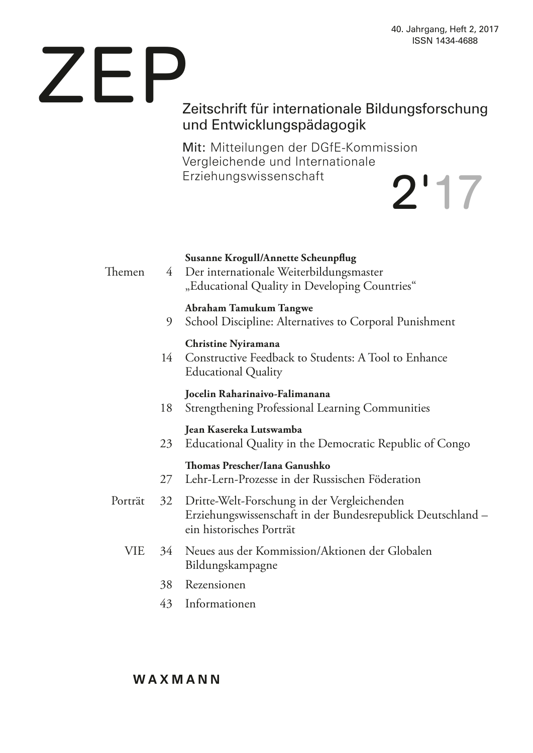40. Jahrgang, Heft 2, 2017
ISSN 1434-4688

# ZEP

## Zeitschrift für internationale Bildungsforschung und Entwicklungspädagogik

Mit: Mitteilungen der DGfE-Kommission Vergleichende und Internationale Erziehungswissenschaft

2'17

| | | |
|---|---|---|
| Themen | 4 | **Susanne Krogull/Annette Scheunpflug** Der internationale Weiterbildungsmaster „Educational Quality in Developing Countries“ |
| | 9 | **Abraham Tamukum Tangwe** School Discipline: Alternatives to Corporal Punishment |
| | 14 | **Christine Nyiramana** Constructive Feedback to Students: A Tool to Enhance Educational Quality |
| | 18 | **Jocelin Raharinaivo-Falimanana** Strengthening Professional Learning Communities |
| | 23 | **Jean Kasereka Lutswamba** Educational Quality in the Democratic Republic of Congo |
| | 27 | **Thomas Prescher/Iana Ganushko** Lehr-Lern-Prozesse in der Russischen Föderation |
| Porträt | 32 | Dritte-Welt-Forschung in der Vergleichenden Erziehungswissenschaft in der Bundesrepublick Deutschland – ein historisches Porträt |
| VIE | 34 | Neues aus der Kommission/Aktionen der Globalen Bildungskampagne |
| | 38 | Rezensionen |
| | 43 | Informationen |

WAXMANN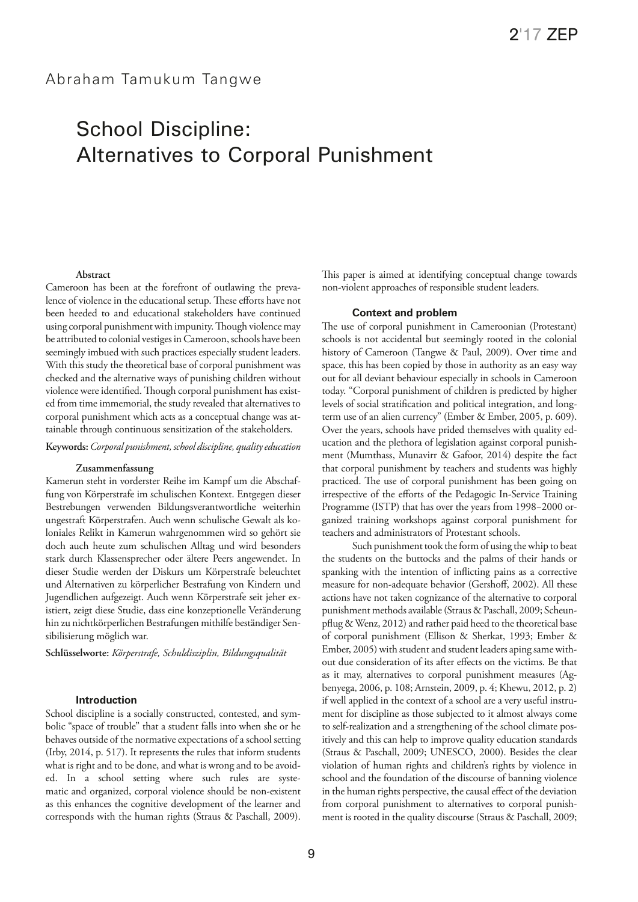Abraham Tamukum Tangwe

# School Discipline: Alternatives to Corporal Punishment

**Abstract**

Cameroon has been at the forefront of outlawing the prevalence of violence in the educational setup. These efforts have not been heeded to and educational stakeholders have continued using corporal punishment with impunity. Though violence may be attributed to colonial vestiges in Cameroon, schools have been seemingly imbued with such practices especially student leaders. With this study the theoretical base of corporal punishment was checked and the alternative ways of punishing children without violence were identified. Though corporal punishment has existed from time immemorial, the study revealed that alternatives to corporal punishment which acts as a conceptual change was attainable through continuous sensitization of the stakeholders.

**Keywords:** *Corporal punishment, school discipline, quality education*

**Zusammenfassung**

Kamerun steht in vorderster Reihe im Kampf um die Abschaffung von Körperstrafe im schulischen Kontext. Entgegen dieser Bestrebungen verwenden Bildungsverantwortliche weiterhin ungestraft Körperstrafen. Auch wenn schulische Gewalt als koloniales Relikt in Kamerun wahrgenommen wird so gehört sie doch auch heute zum schulischen Alltag und wird besonders stark durch Klassensprecher oder ältere Peers angewendet. In dieser Studie werden der Diskurs um Körperstrafe beleuchtet und Alternativen zu körperlicher Bestrafung von Kindern und Jugendlichen aufgezeigt. Auch wenn Körperstrafe seit jeher existiert, zeigt diese Studie, dass eine konzeptionelle Veränderung hin zu nichtkörperlichen Bestrafungen mithilfe beständiger Sensibilisierung möglich war.

**Schlüsselworte:** *Körperstrafe, Schuldisziplin, Bildungsqualität*

## Introduction

School discipline is a socially constructed, contested, and symbolic "space of trouble" that a student falls into when she or he behaves outside of the normative expectations of a school setting (Irby, 2014, p. 517). It represents the rules that inform students what is right and to be done, and what is wrong and to be avoided. In a school setting where such rules are systematic and organized, corporal violence should be non-existent as this enhances the cognitive development of the learner and corresponds with the human rights (Straus & Paschall, 2009). This paper is aimed at identifying conceptual change towards non-violent approaches of responsible student leaders.

## Context and problem

The use of corporal punishment in Cameroonian (Protestant) schools is not accidental but seemingly rooted in the colonial history of Cameroon (Tangwe & Paul, 2009). Over time and space, this has been copied by those in authority as an easy way out for all deviant behaviour especially in schools in Cameroon today. "Corporal punishment of children is predicted by higher levels of social stratification and political integration, and long-term use of an alien currency" (Ember & Ember, 2005, p. 609). Over the years, schools have prided themselves with quality education and the plethora of legislation against corporal punishment (Mumthass, Munavirr & Gafoor, 2014) despite the fact that corporal punishment by teachers and students was highly practiced. The use of corporal punishment has been going on irrespective of the efforts of the Pedagogic In-Service Training Programme (ISTP) that has over the years from 1998–2000 organized training workshops against corporal punishment for teachers and administrators of Protestant schools.

Such punishment took the form of using the whip to beat the students on the buttocks and the palms of their hands or spanking with the intention of inflicting pains as a corrective measure for non-adequate behavior (Gershoff, 2002). All these actions have not taken cognizance of the alternative to corporal punishment methods available (Straus & Paschall, 2009; Scheunpflug & Wenz, 2012) and rather paid heed to the theoretical base of corporal punishment (Ellison & Sherkat, 1993; Ember & Ember, 2005) with student and student leaders aping same without due consideration of its after effects on the victims. Be that as it may, alternatives to corporal punishment measures (Agbenyega, 2006, p. 108; Arnstein, 2009, p. 4; Khewu, 2012, p. 2) if well applied in the context of a school are a very useful instrument for discipline as those subjected to it almost always come to self-realization and a strengthening of the school climate positively and this can help to improve quality education standards (Straus & Paschall, 2009; UNESCO, 2000). Besides the clear violation of human rights and children's rights by violence in school and the foundation of the discourse of banning violence in the human rights perspective, the causal effect of the deviation from corporal punishment to alternatives to corporal punishment is rooted in the quality discourse (Straus & Paschall, 2009;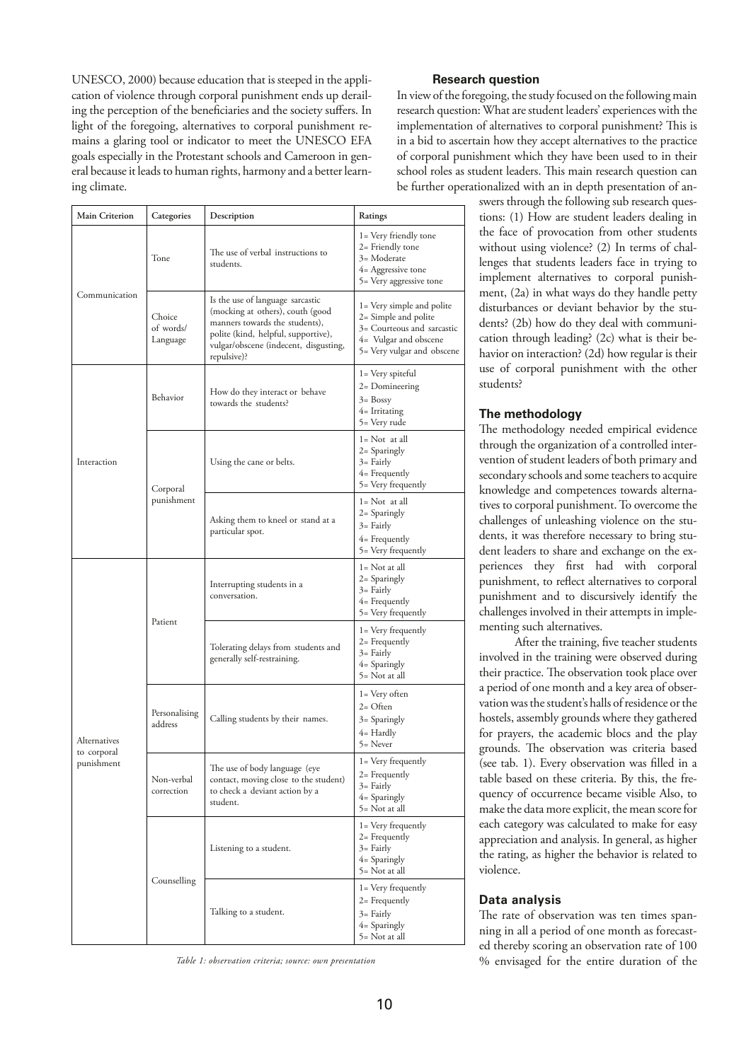UNESCO, 2000) because education that is steeped in the application of violence through corporal punishment ends up derailing the perception of the beneficiaries and the society suffers. In light of the foregoing, alternatives to corporal punishment remains a glaring tool or indicator to meet the UNESCO EFA goals especially in the Protestant schools and Cameroon in general because it leads to human rights, harmony and a better learning climate.

### Research question

In view of the foregoing, the study focused on the following main research question: What are student leaders' experiences with the implementation of alternatives to corporal punishment? This is in a bid to ascertain how they accept alternatives to the practice of corporal punishment which they have been used to in their school roles as student leaders. This main research question can be further operationalized with an in depth presentation of answers through the following sub research questions: (1) How are student leaders dealing in the face of provocation from other students without using violence? (2) In terms of challenges that students leaders face in trying to implement alternatives to corporal punishment, (2a) in what ways do they handle petty disturbances or deviant behavior by the students? (2b) how do they deal with communication through leading? (2c) what is their behavior on interaction? (2d) how regular is their use of corporal punishment with the other students?

| Main Criterion | Categories | Description | Ratings |
|---|---|---|---|
| Communication | Tone | The use of verbal instructions to students. | 1= Very friendly tone<br>2= Friendly tone<br>3= Moderate<br>4= Aggressive tone<br>5= Very aggressive tone |
| | Choice of words/ Language | Is the use of language sarcastic (mocking at others), couth (good manners towards the students), polite (kind, helpful, supportive), vulgar/obscene (indecent, disgusting, repulsive)? | 1= Very simple and polite<br>2= Simple and polite<br>3= Courteous and sarcastic<br>4= Vulgar and obscene<br>5= Very vulgar and obscene |
| Interaction | Behavior | How do they interact or behave towards the students? | 1= Very spiteful<br>2= Domineering<br>3= Bossy<br>4= Irritating<br>5= Very rude |
| | Corporal punishment | Using the cane or belts. | 1= Not at all<br>2= Sparingly<br>3= Fairly<br>4= Frequently<br>5= Very frequently |
| | | Asking them to kneel or stand at a particular spot. | 1= Not at all<br>2= Sparingly<br>3= Fairly<br>4= Frequently<br>5= Very frequently |
| Alternatives to corporal punishment | Patient | Interrupting students in a conversation. | 1= Not at all<br>2= Sparingly<br>3= Fairly<br>4= Frequently<br>5= Very frequently |
| | | Tolerating delays from students and generally self-restraining. | 1= Very frequently<br>2= Frequently<br>3= Fairly<br>4= Sparingly<br>5= Not at all |
| | Personalising address | Calling students by their names. | 1= Very often<br>2= Often<br>3= Sparingly<br>4= Hardly<br>5= Never |
| | Non-verbal correction | The use of body language (eye contact, moving close to the student) to check a deviant action by a student. | 1= Very frequently<br>2= Frequently<br>3= Fairly<br>4= Sparingly<br>5= Not at all |
| | Counselling | Listening to a student. | 1= Very frequently<br>2= Frequently<br>3= Fairly<br>4= Sparingly<br>5= Not at all |
| | | Talking to a student. | 1= Very frequently<br>2= Frequently<br>3= Fairly<br>4= Sparingly<br>5= Not at all |

*Table 1: observation criteria; source: own presentation*

### The methodology

The methodology needed empirical evidence through the organization of a controlled intervention of student leaders of both primary and secondary schools and some teachers to acquire knowledge and competences towards alternatives to corporal punishment. To overcome the challenges of unleashing violence on the students, it was therefore necessary to bring student leaders to share and exchange on the experiences they first had with corporal punishment, to reflect alternatives to corporal punishment and to discursively identify the challenges involved in their attempts in implementing such alternatives.

After the training, five teacher students involved in the training were observed during their practice. The observation took place over a period of one month and a key area of observation was the student's halls of residence or the hostels, assembly grounds where they gathered for prayers, the academic blocs and the play grounds. The observation was criteria based (see tab. 1). Every observation was filled in a table based on these criteria. By this, the frequency of occurrence became visible Also, to make the data more explicit, the mean score for each category was calculated to make for easy appreciation and analysis. In general, as higher the rating, as higher the behavior is related to violence.

### Data analysis

The rate of observation was ten times spanning in all a period of one month as forecasted thereby scoring an observation rate of 100 % envisaged for the entire duration of the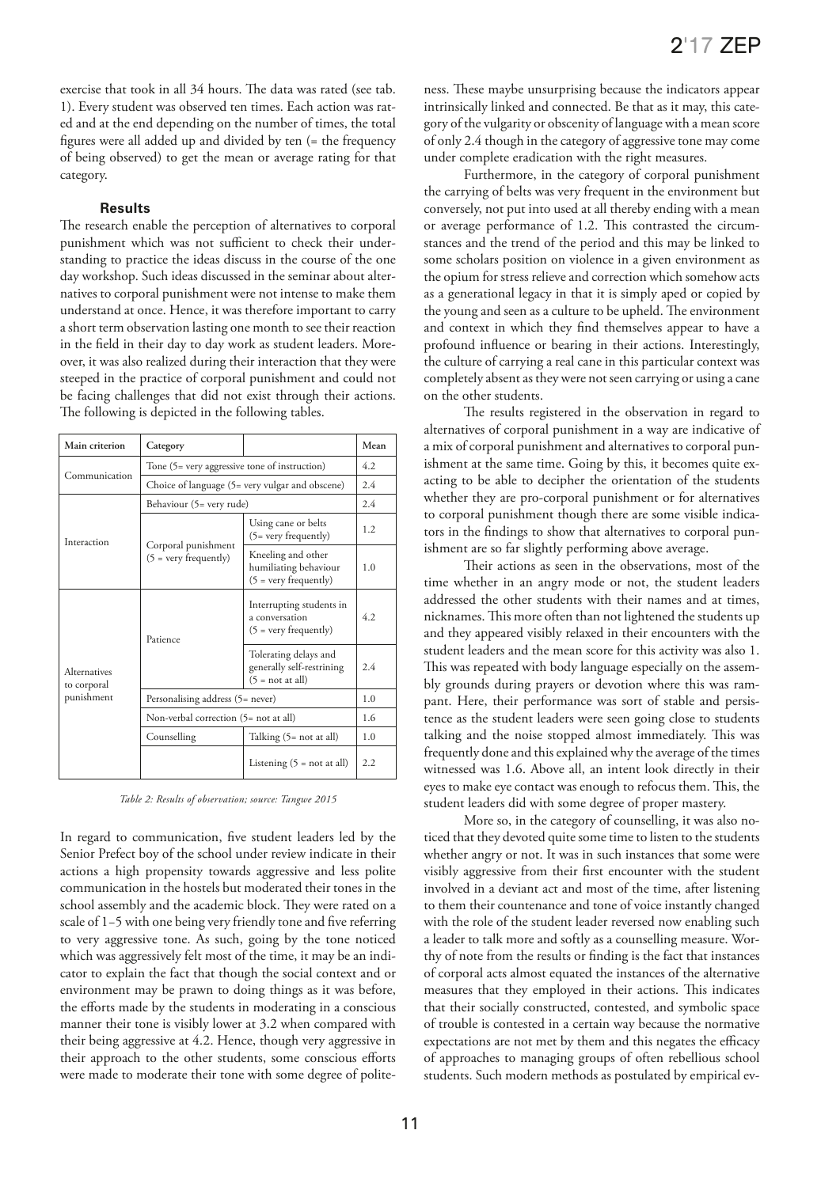exercise that took in all 34 hours. The data was rated (see tab. 1). Every student was observed ten times. Each action was rated and at the end depending on the number of times, the total figures were all added up and divided by ten (= the frequency of being observed) to get the mean or average rating for that category.

#### Results

The research enable the perception of alternatives to corporal punishment which was not sufficient to check their understanding to practice the ideas discuss in the course of the one day workshop. Such ideas discussed in the seminar about alternatives to corporal punishment were not intense to make them understand at once. Hence, it was therefore important to carry a short term observation lasting one month to see their reaction in the field in their day to day work as student leaders. Moreover, it was also realized during their interaction that they were steeped in the practice of corporal punishment and could not be facing challenges that did not exist through their actions. The following is depicted in the following tables.

| Main criterion | Category | | Mean |
|---|---|---|---|
| Communication | Tone (5= very aggressive tone of instruction) | | 4.2 |
| | Choice of language (5= very vulgar and obscene) | | 2.4 |
| Interaction | Behaviour (5= very rude) | | 2.4 |
| | Corporal punishment (5 = very frequently) | Using cane or belts (5= very frequently) | 1.2 |
| | | Kneeling and other humiliating behaviour (5 = very frequently) | 1.0 |
| Alternatives to corporal punishment | Patience | Interrupting students in a conversation (5 = very frequently) | 4.2 |
| | | Tolerating delays and generally self-restrining (5 = not at all) | 2.4 |
| | Personalising address (5= never) | | 1.0 |
| | Non-verbal correction (5= not at all) | | 1.6 |
| | Counselling | Talking (5= not at all) | 1.0 |
| | | Listening (5 = not at all) | 2.2 |

*Table 2: Results of observation; source: Tangwe 2015*

In regard to communication, five student leaders led by the Senior Prefect boy of the school under review indicate in their actions a high propensity towards aggressive and less polite communication in the hostels but moderated their tones in the school assembly and the academic block. They were rated on a scale of 1–5 with one being very friendly tone and five referring to very aggressive tone. As such, going by the tone noticed which was aggressively felt most of the time, it may be an indicator to explain the fact that though the social context and or environment may be prawn to doing things as it was before, the efforts made by the students in moderating in a conscious manner their tone is visibly lower at 3.2 when compared with their being aggressive at 4.2. Hence, though very aggressive in their approach to the other students, some conscious efforts were made to moderate their tone with some degree of politeness. These maybe unsurprising because the indicators appear intrinsically linked and connected. Be that as it may, this category of the vulgarity or obscenity of language with a mean score of only 2.4 though in the category of aggressive tone may come under complete eradication with the right measures.

Furthermore, in the category of corporal punishment the carrying of belts was very frequent in the environment but conversely, not put into used at all thereby ending with a mean or average performance of 1.2. This contrasted the circumstances and the trend of the period and this may be linked to some scholars position on violence in a given environment as the opium for stress relieve and correction which somehow acts as a generational legacy in that it is simply aped or copied by the young and seen as a culture to be upheld. The environment and context in which they find themselves appear to have a profound influence or bearing in their actions. Interestingly, the culture of carrying a real cane in this particular context was completely absent as they were not seen carrying or using a cane on the other students.

The results registered in the observation in regard to alternatives of corporal punishment in a way are indicative of a mix of corporal punishment and alternatives to corporal punishment at the same time. Going by this, it becomes quite exacting to be able to decipher the orientation of the students whether they are pro-corporal punishment or for alternatives to corporal punishment though there are some visible indicators in the findings to show that alternatives to corporal punishment are so far slightly performing above average.

Their actions as seen in the observations, most of the time whether in an angry mode or not, the student leaders addressed the other students with their names and at times, nicknames. This more often than not lightened the students up and they appeared visibly relaxed in their encounters with the student leaders and the mean score for this activity was also 1. This was repeated with body language especially on the assembly grounds during prayers or devotion where this was rampant. Here, their performance was sort of stable and persistence as the student leaders were seen going close to students talking and the noise stopped almost immediately. This was frequently done and this explained why the average of the times witnessed was 1.6. Above all, an intent look directly in their eyes to make eye contact was enough to refocus them. This, the student leaders did with some degree of proper mastery.

More so, in the category of counselling, it was also noticed that they devoted quite some time to listen to the students whether angry or not. It was in such instances that some were visibly aggressive from their first encounter with the student involved in a deviant act and most of the time, after listening to them their countenance and tone of voice instantly changed with the role of the student leader reversed now enabling such a leader to talk more and softly as a counselling measure. Worthy of note from the results or finding is the fact that instances of corporal acts almost equated the instances of the alternative measures that they employed in their actions. This indicates that their socially constructed, contested, and symbolic space of trouble is contested in a certain way because the normative expectations are not met by them and this negates the efficacy of approaches to managing groups of often rebellious school students. Such modern methods as postulated by empirical ev-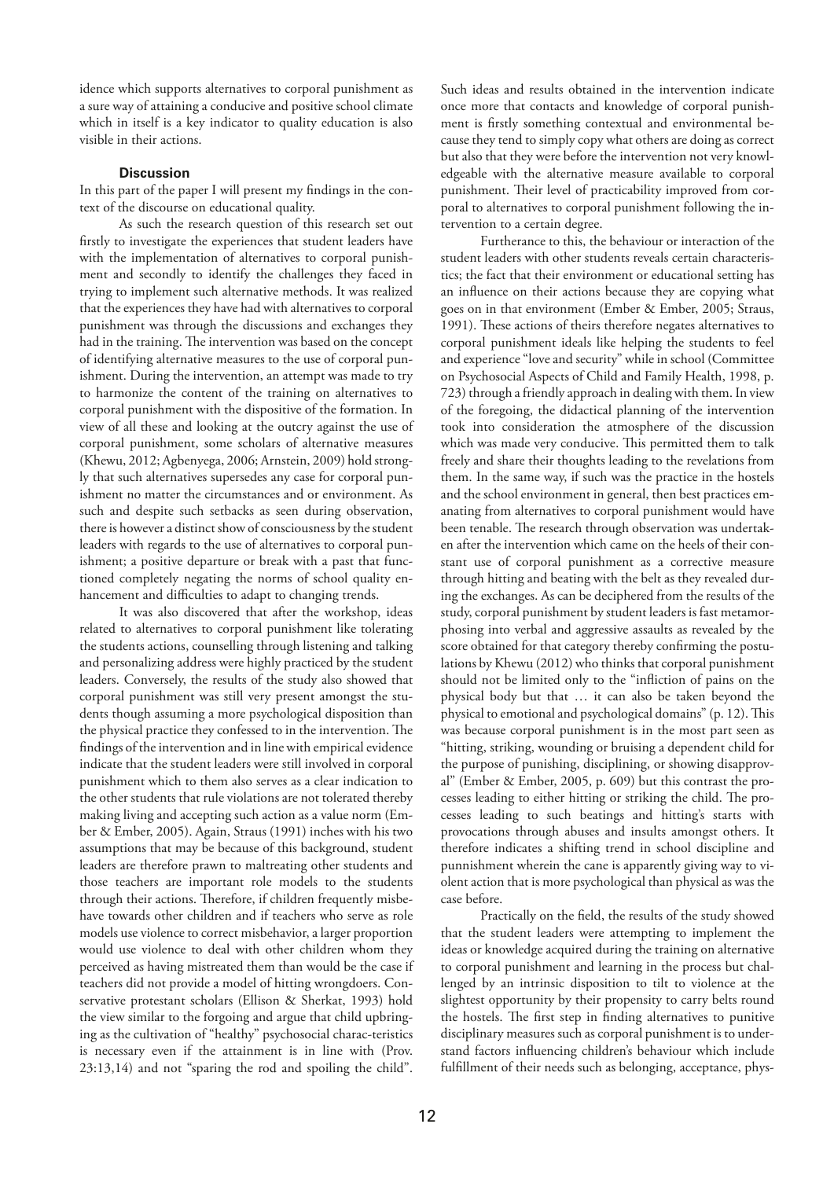idence which supports alternatives to corporal punishment as a sure way of attaining a conducive and positive school climate which in itself is a key indicator to quality education is also visible in their actions.

### Discussion

In this part of the paper I will present my findings in the context of the discourse on educational quality.

As such the research question of this research set out firstly to investigate the experiences that student leaders have with the implementation of alternatives to corporal punishment and secondly to identify the challenges they faced in trying to implement such alternative methods. It was realized that the experiences they have had with alternatives to corporal punishment was through the discussions and exchanges they had in the training. The intervention was based on the concept of identifying alternative measures to the use of corporal punishment. During the intervention, an attempt was made to try to harmonize the content of the training on alternatives to corporal punishment with the dispositive of the formation. In view of all these and looking at the outcry against the use of corporal punishment, some scholars of alternative measures (Khewu, 2012; Agbenyega, 2006; Arnstein, 2009) hold strongly that such alternatives supersedes any case for corporal punishment no matter the circumstances and or environment. As such and despite such setbacks as seen during observation, there is however a distinct show of consciousness by the student leaders with regards to the use of alternatives to corporal punishment; a positive departure or break with a past that functioned completely negating the norms of school quality enhancement and difficulties to adapt to changing trends.

It was also discovered that after the workshop, ideas related to alternatives to corporal punishment like tolerating the students actions, counselling through listening and talking and personalizing address were highly practiced by the student leaders. Conversely, the results of the study also showed that corporal punishment was still very present amongst the students though assuming a more psychological disposition than the physical practice they confessed to in the intervention. The findings of the intervention and in line with empirical evidence indicate that the student leaders were still involved in corporal punishment which to them also serves as a clear indication to the other students that rule violations are not tolerated thereby making living and accepting such action as a value norm (Ember & Ember, 2005). Again, Straus (1991) inches with his two assumptions that may be because of this background, student leaders are therefore prawn to maltreating other students and those teachers are important role models to the students through their actions. Therefore, if children frequently misbehave towards other children and if teachers who serve as role models use violence to correct misbehavior, a larger proportion would use violence to deal with other children whom they perceived as having mistreated them than would be the case if teachers did not provide a model of hitting wrongdoers. Conservative protestant scholars (Ellison & Sherkat, 1993) hold the view similar to the forgoing and argue that child upbringing as the cultivation of "healthy" psychosocial charac-teristics is necessary even if the attainment is in line with (Prov. 23:13,14) and not "sparing the rod and spoiling the child". Such ideas and results obtained in the intervention indicate once more that contacts and knowledge of corporal punishment is firstly something contextual and environmental because they tend to simply copy what others are doing as correct but also that they were before the intervention not very knowledgeable with the alternative measure available to corporal punishment. Their level of practicability improved from corporal to alternatives to corporal punishment following the intervention to a certain degree.

Furtherance to this, the behaviour or interaction of the student leaders with other students reveals certain characteristics; the fact that their environment or educational setting has an influence on their actions because they are copying what goes on in that environment (Ember & Ember, 2005; Straus, 1991). These actions of theirs therefore negates alternatives to corporal punishment ideals like helping the students to feel and experience "love and security" while in school (Committee on Psychosocial Aspects of Child and Family Health, 1998, p. 723) through a friendly approach in dealing with them. In view of the foregoing, the didactical planning of the intervention took into consideration the atmosphere of the discussion which was made very conducive. This permitted them to talk freely and share their thoughts leading to the revelations from them. In the same way, if such was the practice in the hostels and the school environment in general, then best practices emanating from alternatives to corporal punishment would have been tenable. The research through observation was undertaken after the intervention which came on the heels of their constant use of corporal punishment as a corrective measure through hitting and beating with the belt as they revealed during the exchanges. As can be deciphered from the results of the study, corporal punishment by student leaders is fast metamorphosing into verbal and aggressive assaults as revealed by the score obtained for that category thereby confirming the postulations by Khewu (2012) who thinks that corporal punishment should not be limited only to the "infliction of pains on the physical body but that … it can also be taken beyond the physical to emotional and psychological domains" (p. 12). This was because corporal punishment is in the most part seen as "hitting, striking, wounding or bruising a dependent child for the purpose of punishing, disciplining, or showing disapproval" (Ember & Ember, 2005, p. 609) but this contrast the processes leading to either hitting or striking the child. The processes leading to such beatings and hitting's starts with provocations through abuses and insults amongst others. It therefore indicates a shifting trend in school discipline and punishment wherein the cane is apparently giving way to violent action that is more psychological than physical as was the case before.

Practically on the field, the results of the study showed that the student leaders were attempting to implement the ideas or knowledge acquired during the training on alternative to corporal punishment and learning in the process but challenged by an intrinsic disposition to tilt to violence at the slightest opportunity by their propensity to carry belts round the hostels. The first step in finding alternatives to punitive disciplinary measures such as corporal punishment is to understand factors influencing children's behaviour which include fulfillment of their needs such as belonging, acceptance, phys-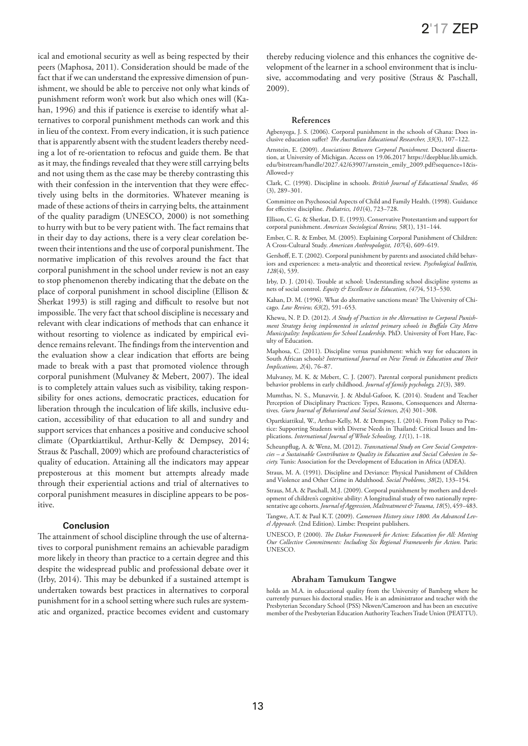ical and emotional security as well as being respected by their peers (Maphosa, 2011). Consideration should be made of the fact that if we can understand the expressive dimension of punishment, we should be able to perceive not only what kinds of punishment reform won't work but also which ones will (Kahan, 1996) and this if patience is exercise to identify what alternatives to corporal punishment methods can work and this in lieu of the context. From every indication, it is such patience that is apparently absent with the student leaders thereby needing a lot of re-orientation to refocus and guide them. Be that as it may, the findings revealed that they were still carrying belts and not using them as the case may be thereby contrasting this with their confession in the intervention that they were effectively using belts in the dormitories. Whatever meaning is made of these actions of theirs in carrying belts, the attainment of the quality paradigm (UNESCO, 2000) is not something to hurry with but to be very patient with. The fact remains that in their day to day actions, there is a very clear corelation between their intentions and the use of corporal punishment. The normative implication of this revolves around the fact that corporal punishment in the school under review is not an easy to stop phenomenon thereby indicating that the debate on the place of corporal punishment in school discipline (Ellison & Sherkat 1993) is still raging and difficult to resolve but not impossible. The very fact that school discipline is necessary and relevant with clear indications of methods that can enhance it without resorting to violence as indicated by empirical evidence remains relevant. The findings from the intervention and the evaluation show a clear indication that efforts are being made to break with a past that promoted violence through corporal punishment (Mulvaney & Mebert, 2007). The ideal is to completely attain values such as visibility, taking responsibility for ones actions, democratic practices, education for liberation through the inculcation of life skills, inclusive education, accessibility of that education to all and sundry and support services that enhances a positive and conducive school climate (Opartkiattikul, Arthur-Kelly & Dempsey, 2014; Straus & Paschall, 2009) which are profound characteristics of quality of education. Attaining all the indicators may appear preposterous at this moment but attempts already made through their experiential actions and trial of alternatives to corporal punishment measures in discipline appears to be positive.

## Conclusion

The attainment of school discipline through the use of alternatives to corporal punishment remains an achievable paradigm more likely in theory than practice to a certain degree and this despite the widespread public and professional debate over it (Irby, 2014). This may be debunked if a sustained attempt is undertaken towards best practices in alternatives to corporal punishment for in a school setting where such rules are systematic and organized, practice becomes evident and customary thereby reducing violence and this enhances the cognitive development of the learner in a school environment that is inclusive, accommodating and very positive (Straus & Paschall, 2009).

### References

Agbenyega, J. S. (2006). Corporal punishment in the schools of Ghana: Does inclusive education suffer? *The Australian Educational Researcher, 33*(3), 107–122.

Arnstein, E. (2009). *Associations Between Corporal Punishment.* Doctoral dissertation, at University of Michigan. Access on 19.06.2017 https://deepblue.lib.umich.edu/bitstream/handle/2027.42/63907/arnstein_emily_2009.pdf?sequence=1&isAllowed=y

Clark, C. (1998). Discipline in schools. *British Journal of Educational Studies, 46* (3), 289–301.

Committee on Psychosocial Aspects of Child and Family Health. (1998). Guidance for effective discipline. *Pediatrics, 101*(4), 723–728.

Ellison, C. G. & Sherkat, D. E. (1993). Conservative Protestantism and support for corporal punishment. *American Sociological Review, 58*(1), 131–144.

Ember, C. R. & Ember, M. (2005). Explaining Corporal Punishment of Children: A Cross-Cultural Study. *American Anthropologist, 107*(4), 609–619.

Gershoff, E. T. (2002). Corporal punishment by parents and associated child behaviors and experiences: a meta-analytic and theoretical review. *Psychological bulletin, 128*(4), 539.

Irby, D. J. (2014). Trouble at school: Understanding school discipline systems as nets of social control. *Equity & Excellence in Education, (47)*4, 513–530.

Kahan, D. M. (1996). What do alternative sanctions mean? The University of Chicago. *Law Review, 63*(2), 591–653.

Khewu, N. P. D. (2012). *A Study of Practices in the Alternatives to Corporal Punishment Strategy being implemented in selected primary schools in Buffalo City Metro Municipality: Implications for School Leadership.* PhD. University of Fort Hare, Faculty of Education.

Maphosa, C. (2011). Discipline versus punishment: which way for educators in South African schools? *International Journal on New Trends in Education and Their Implications, 2*(4), 76–87.

Mulvaney, M. K. & Mebert, C. J. (2007). Parental corporal punishment predicts behavior problems in early childhood. *Journal of family psychology, 21*(3), 389.

Mumthas, N. S., Munavvir, J. & Abdul-Gafoor, K. (2014). Student and Teacher Perception of Disciplinary Practices: Types, Reasons, Consequences and Alternatives. *Guru Journal of Behavioral and Social Sciences, 2*(4) 301–308.

Opartkiattikul, W., Arthur-Kelly, M. & Dempsey, I. (2014). From Policy to Practice: Supporting Students with Diverse Needs in Thailand: Critical Issues and Implications. *International Journal of Whole Schooling, 11*(1), 1–18.

Scheunpflug, A. & Wenz, M. (2012). *Transnational Study on Core Social Competencies – a Sustainable Contribution to Quality in Education and Social Cohesion in Society.* Tunis: Association for the Development of Education in Africa (ADEA).

Straus, M. A. (1991). Discipline and Deviance: Physical Punishment of Children and Violence and Other Crime in Adulthood. *Social Problems, 38*(2), 133–154.

Straus, M.A. & Paschall, M.J. (2009). Corporal punishment by mothers and development of children's cognitive ability: A longitudinal study of two nationally representative age cohorts. *Journal of Aggression, Maltreatment & Trauma, 18*(5), 459–483.

Tangwe, A.T. & Paul K.T. (2009). *Cameroon History since 1800. An Advanced Level Approach.* (2nd Edition). Limbe: Presprint publishers.

UNESCO, P. (2000). *The Dakar Framework for Action: Education for All: Meeting Our Collective Commitments: Including Six Regional Frameworks for Action.* Paris: UNESCO.

### Abraham Tamukum Tangwe

holds an M.A. in educational quality from the University of Bamberg where he currently pursues his doctoral studies. He is an administrator and teacher with the Presbyterian Secondary School (PSS) Nkwen/Cameroon and has been an executive member of the Presbyterian Education Authority Teachers Trade Union (PEATTU).